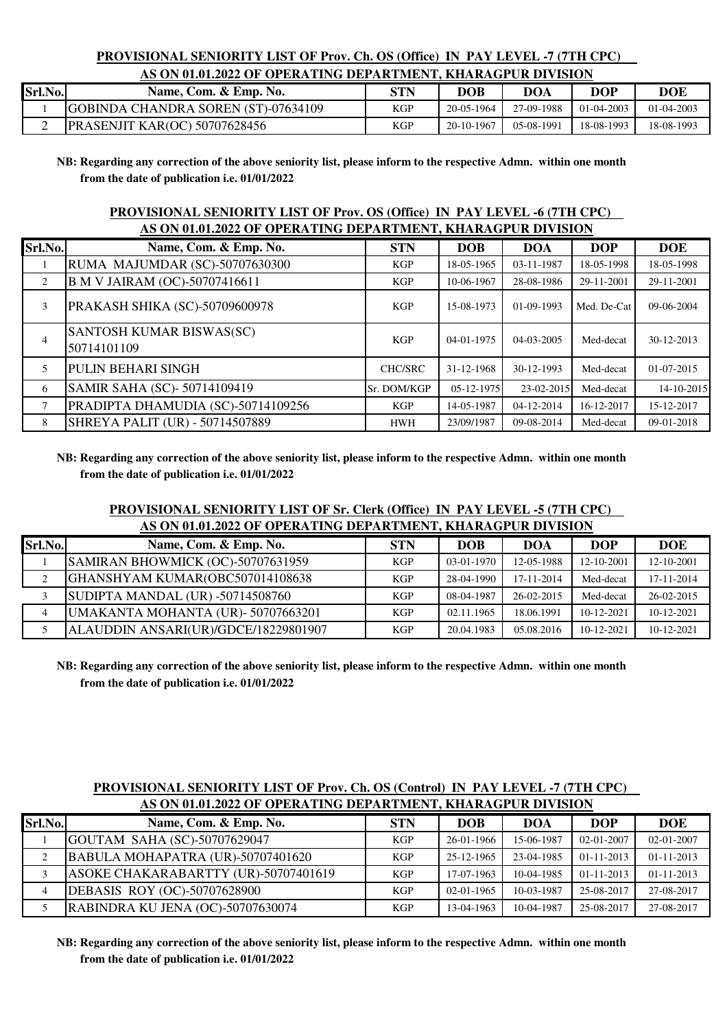**PROVISIONAL SENIORITY LIST OF Prov. Ch. OS (Office) IN PAY LEVEL -7 (7TH CPC)**
**AS ON 01.01.2022 OF OPERATING DEPARTMENT, KHARAGPUR DIVISION**

| Srl.No. | Name, Com. & Emp. No. | STN | DOB | DOA | DOP | DOE |
|---|---|---|---|---|---|---|
| 1 | GOBINDA CHANDRA SOREN (ST)-07634109 | KGP | 20-05-1964 | 27-09-1988 | 01-04-2003 | 01-04-2003 |
| 2 | PRASENJIT KAR(OC) 50707628456 | KGP | 20-10-1967 | 05-08-1991 | 18-08-1993 | 18-08-1993 |

**NB: Regarding any correction of the above seniority list, please inform to the respective Admn. within one month from the date of publication i.e. 01/01/2022**

**PROVISIONAL SENIORITY LIST OF Prov. OS (Office) IN PAY LEVEL -6 (7TH CPC)**
**AS ON 01.01.2022 OF OPERATING DEPARTMENT, KHARAGPUR DIVISION**

| Srl.No. | Name, Com. & Emp. No. | STN | DOB | DOA | DOP | DOE |
|---|---|---|---|---|---|---|
| 1 | RUMA MAJUMDAR (SC)-50707630300 | KGP | 18-05-1965 | 03-11-1987 | 18-05-1998 | 18-05-1998 |
| 2 | B M V JAIRAM (OC)-50707416611 | KGP | 10-06-1967 | 28-08-1986 | 29-11-2001 | 29-11-2001 |
| 3 | PRAKASH SHIKA (SC)-50709600978 | KGP | 15-08-1973 | 01-09-1993 | Med. De-Cat | 09-06-2004 |
| 4 | SANTOSH KUMAR BISWAS(SC) 50714101109 | KGP | 04-01-1975 | 04-03-2005 | Med-decat | 30-12-2013 |
| 5 | PULIN BEHARI SINGH | CHC/SRC | 31-12-1968 | 30-12-1993 | Med-decat | 01-07-2015 |
| 6 | SAMIR SAHA (SC)- 50714109419 | Sr. DOM/KGP | 05-12-1975 | 23-02-2015 | Med-decat | 14-10-2015 |
| 7 | PRADIPTA DHAMUDIA (SC)-50714109256 | KGP | 14-05-1987 | 04-12-2014 | 16-12-2017 | 15-12-2017 |
| 8 | SHREYA PALIT (UR) - 50714507889 | HWH | 23/09/1987 | 09-08-2014 | Med-decat | 09-01-2018 |

**NB: Regarding any correction of the above seniority list, please inform to the respective Admn. within one month from the date of publication i.e. 01/01/2022**

**PROVISIONAL SENIORITY LIST OF Sr. Clerk (Office) IN PAY LEVEL -5 (7TH CPC)**
**AS ON 01.01.2022 OF OPERATING DEPARTMENT, KHARAGPUR DIVISION**

| Srl.No. | Name, Com. & Emp. No. | STN | DOB | DOA | DOP | DOE |
|---|---|---|---|---|---|---|
| 1 | SAMIRAN BHOWMICK (OC)-50707631959 | KGP | 03-01-1970 | 12-05-1988 | 12-10-2001 | 12-10-2001 |
| 2 | GHANSHYAM KUMAR(OBC507014108638 | KGP | 28-04-1990 | 17-11-2014 | Med-decat | 17-11-2014 |
| 3 | SUDIPTA MANDAL (UR) -50714508760 | KGP | 08-04-1987 | 26-02-2015 | Med-decat | 26-02-2015 |
| 4 | UMAKANTA MOHANTA (UR)- 50707663201 | KGP | 02.11.1965 | 18.06.1991 | 10-12-2021 | 10-12-2021 |
| 5 | ALAUDDIN ANSARI(UR)/GDCE/18229801907 | KGP | 20.04.1983 | 05.08.2016 | 10-12-2021 | 10-12-2021 |

**NB: Regarding any correction of the above seniority list, please inform to the respective Admn. within one month from the date of publication i.e. 01/01/2022**

**PROVISIONAL SENIORITY LIST OF Prov. Ch. OS (Control) IN PAY LEVEL -7 (7TH CPC)**
**AS ON 01.01.2022 OF OPERATING DEPARTMENT, KHARAGPUR DIVISION**

| Srl.No. | Name, Com. & Emp. No. | STN | DOB | DOA | DOP | DOE |
|---|---|---|---|---|---|---|
| 1 | GOUTAM SAHA (SC)-50707629047 | KGP | 26-01-1966 | 15-06-1987 | 02-01-2007 | 02-01-2007 |
| 2 | BABULA MOHAPATRA (UR)-50707401620 | KGP | 25-12-1965 | 23-04-1985 | 01-11-2013 | 01-11-2013 |
| 3 | ASOKE CHAKARABARTTY (UR)-50707401619 | KGP | 17-07-1963 | 10-04-1985 | 01-11-2013 | 01-11-2013 |
| 4 | DEBASIS ROY (OC)-50707628900 | KGP | 02-01-1965 | 10-03-1987 | 25-08-2017 | 27-08-2017 |
| 5 | RABINDRA KU JENA (OC)-50707630074 | KGP | 13-04-1963 | 10-04-1987 | 25-08-2017 | 27-08-2017 |

**NB: Regarding any correction of the above seniority list, please inform to the respective Admn. within one month from the date of publication i.e. 01/01/2022**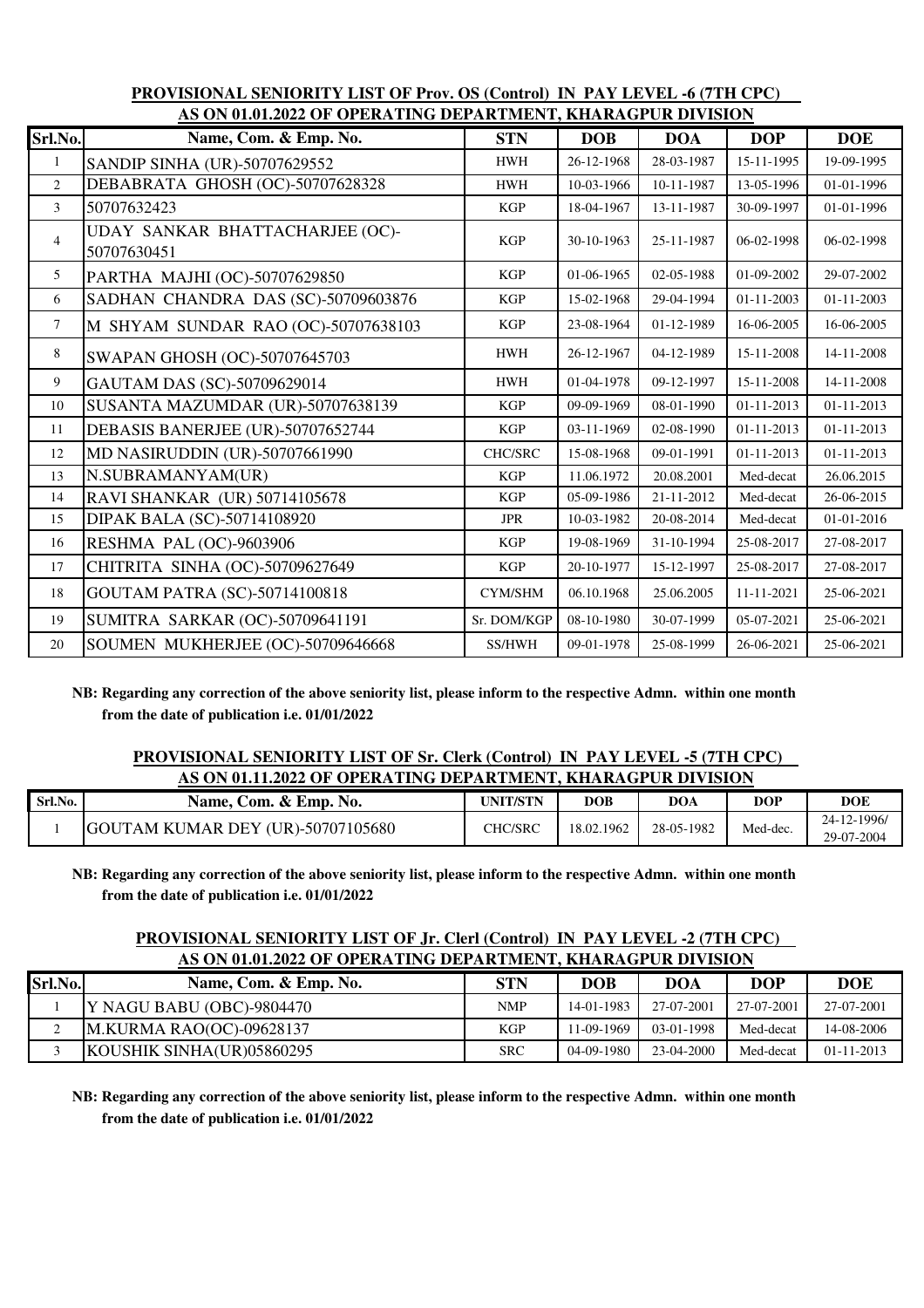**PROVISIONAL SENIORITY LIST OF Prov. OS (Control) IN PAY LEVEL -6 (7TH CPC)**
**AS ON 01.01.2022 OF OPERATING DEPARTMENT, KHARAGPUR DIVISION**

| Srl.No. | Name, Com. & Emp. No. | STN | DOB | DOA | DOP | DOE |
|---|---|---|---|---|---|---|
| 1 | SANDIP SINHA (UR)-50707629552 | HWH | 26-12-1968 | 28-03-1987 | 15-11-1995 | 19-09-1995 |
| 2 | DEBABRATA GHOSH (OC)-50707628328 | HWH | 10-03-1966 | 10-11-1987 | 13-05-1996 | 01-01-1996 |
| 3 | 50707632423 | KGP | 18-04-1967 | 13-11-1987 | 30-09-1997 | 01-01-1996 |
| 4 | UDAY SANKAR BHATTACHARJEE (OC)-50707630451 | KGP | 30-10-1963 | 25-11-1987 | 06-02-1998 | 06-02-1998 |
| 5 | PARTHA MAJHI (OC)-50707629850 | KGP | 01-06-1965 | 02-05-1988 | 01-09-2002 | 29-07-2002 |
| 6 | SADHAN CHANDRA DAS (SC)-50709603876 | KGP | 15-02-1968 | 29-04-1994 | 01-11-2003 | 01-11-2003 |
| 7 | M SHYAM SUNDAR RAO (OC)-50707638103 | KGP | 23-08-1964 | 01-12-1989 | 16-06-2005 | 16-06-2005 |
| 8 | SWAPAN GHOSH (OC)-50707645703 | HWH | 26-12-1967 | 04-12-1989 | 15-11-2008 | 14-11-2008 |
| 9 | GAUTAM DAS (SC)-50709629014 | HWH | 01-04-1978 | 09-12-1997 | 15-11-2008 | 14-11-2008 |
| 10 | SUSANTA MAZUMDAR (UR)-50707638139 | KGP | 09-09-1969 | 08-01-1990 | 01-11-2013 | 01-11-2013 |
| 11 | DEBASIS BANERJEE (UR)-50707652744 | KGP | 03-11-1969 | 02-08-1990 | 01-11-2013 | 01-11-2013 |
| 12 | MD NASIRUDDIN (UR)-50707661990 | CHC/SRC | 15-08-1968 | 09-01-1991 | 01-11-2013 | 01-11-2013 |
| 13 | N.SUBRAMANYAM(UR) | KGP | 11.06.1972 | 20.08.2001 | Med-decat | 26.06.2015 |
| 14 | RAVI SHANKAR (UR) 50714105678 | KGP | 05-09-1986 | 21-11-2012 | Med-decat | 26-06-2015 |
| 15 | DIPAK BALA (SC)-50714108920 | JPR | 10-03-1982 | 20-08-2014 | Med-decat | 01-01-2016 |
| 16 | RESHMA PAL (OC)-9603906 | KGP | 19-08-1969 | 31-10-1994 | 25-08-2017 | 27-08-2017 |
| 17 | CHITRITA SINHA (OC)-50709627649 | KGP | 20-10-1977 | 15-12-1997 | 25-08-2017 | 27-08-2017 |
| 18 | GOUTAM PATRA (SC)-50714100818 | CYM/SHM | 06.10.1968 | 25.06.2005 | 11-11-2021 | 25-06-2021 |
| 19 | SUMITRA SARKAR (OC)-50709641191 | Sr. DOM/KGP | 08-10-1980 | 30-07-1999 | 05-07-2021 | 25-06-2021 |
| 20 | SOUMEN MUKHERJEE (OC)-50709646668 | SS/HWH | 09-01-1978 | 25-08-1999 | 26-06-2021 | 25-06-2021 |

**NB: Regarding any correction of the above seniority list, please inform to the respective Admn. within one month from the date of publication i.e. 01/01/2022**

**PROVISIONAL SENIORITY LIST OF Sr. Clerk (Control) IN PAY LEVEL -5 (7TH CPC)**
**AS ON 01.11.2022 OF OPERATING DEPARTMENT, KHARAGPUR DIVISION**

| Srl.No. | Name, Com. & Emp. No. | UNIT/STN | DOB | DOA | DOP | DOE |
|---|---|---|---|---|---|---|
| 1 | GOUTAM KUMAR DEY (UR)-50707105680 | CHC/SRC | 18.02.1962 | 28-05-1982 | Med-dec. | 24-12-1996/ 29-07-2004 |

**NB: Regarding any correction of the above seniority list, please inform to the respective Admn. within one month from the date of publication i.e. 01/01/2022**

**PROVISIONAL SENIORITY LIST OF Jr. Clerl (Control) IN PAY LEVEL -2 (7TH CPC)**
**AS ON 01.01.2022 OF OPERATING DEPARTMENT, KHARAGPUR DIVISION**

| Srl.No. | Name, Com. & Emp. No. | STN | DOB | DOA | DOP | DOE |
|---|---|---|---|---|---|---|
| 1 | Y NAGU BABU (OBC)-9804470 | NMP | 14-01-1983 | 27-07-2001 | 27-07-2001 | 27-07-2001 |
| 2 | M.KURMA RAO(OC)-09628137 | KGP | 11-09-1969 | 03-01-1998 | Med-decat | 14-08-2006 |
| 3 | KOUSHIK SINHA(UR)05860295 | SRC | 04-09-1980 | 23-04-2000 | Med-decat | 01-11-2013 |

**NB: Regarding any correction of the above seniority list, please inform to the respective Admn. within one month from the date of publication i.e. 01/01/2022**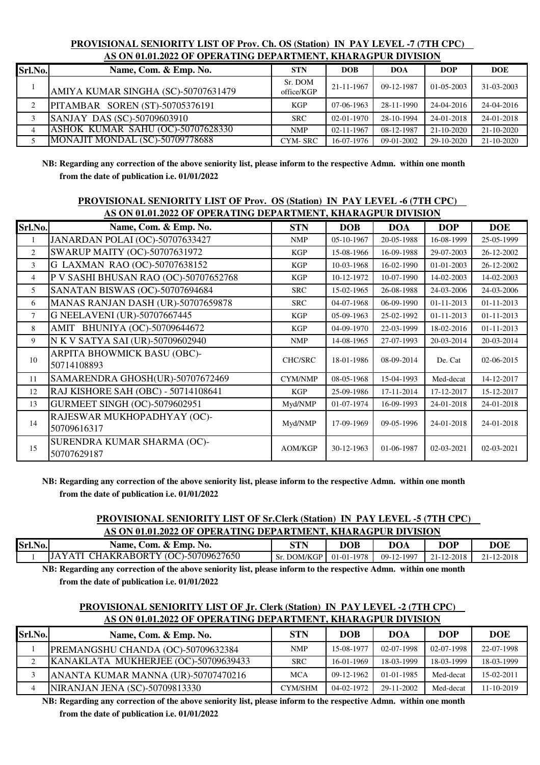**PROVISIONAL SENIORITY LIST OF Prov. Ch. OS (Station) IN PAY LEVEL -7 (7TH CPC)**
**AS ON 01.01.2022 OF OPERATING DEPARTMENT, KHARAGPUR DIVISION**

| Srl.No. | Name, Com. & Emp. No. | STN | DOB | DOA | DOP | DOE |
|---|---|---|---|---|---|---|
| 1 | AMIYA KUMAR SINGHA (SC)-50707631479 | Sr. DOM office/KGP | 21-11-1967 | 09-12-1987 | 01-05-2003 | 31-03-2003 |
| 2 | PITAMBAR SOREN (ST)-50705376191 | KGP | 07-06-1963 | 28-11-1990 | 24-04-2016 | 24-04-2016 |
| 3 | SANJAY DAS (SC)-50709603910 | SRC | 02-01-1970 | 28-10-1994 | 24-01-2018 | 24-01-2018 |
| 4 | ASHOK KUMAR SAHU (OC)-50707628330 | NMP | 02-11-1967 | 08-12-1987 | 21-10-2020 | 21-10-2020 |
| 5 | MONAJIT MONDAL (SC)-50709778688 | CYM- SRC | 16-07-1976 | 09-01-2002 | 29-10-2020 | 21-10-2020 |

**NB: Regarding any correction of the above seniority list, please inform to the respective Admn. within one month from the date of publication i.e. 01/01/2022**

**PROVISIONAL SENIORITY LIST OF Prov. OS (Station) IN PAY LEVEL -6 (7TH CPC)**
**AS ON 01.01.2022 OF OPERATING DEPARTMENT, KHARAGPUR DIVISION**

| Srl.No. | Name, Com. & Emp. No. | STN | DOB | DOA | DOP | DOE |
|---|---|---|---|---|---|---|
| 1 | JANARDAN POLAI (OC)-50707633427 | NMP | 05-10-1967 | 20-05-1988 | 16-08-1999 | 25-05-1999 |
| 2 | SWARUP MAITY (OC)-50707631972 | KGP | 15-08-1966 | 16-09-1988 | 29-07-2003 | 26-12-2002 |
| 3 | G LAXMAN RAO (OC)-50707638152 | KGP | 10-03-1968 | 16-02-1990 | 01-01-2003 | 26-12-2002 |
| 4 | P V SASHI BHUSAN RAO (OC)-50707652768 | KGP | 10-12-1972 | 10-07-1990 | 14-02-2003 | 14-02-2003 |
| 5 | SANATAN BISWAS (OC)-50707694684 | SRC | 15-02-1965 | 26-08-1988 | 24-03-2006 | 24-03-2006 |
| 6 | MANAS RANJAN DASH (UR)-50707659878 | SRC | 04-07-1968 | 06-09-1990 | 01-11-2013 | 01-11-2013 |
| 7 | G NEELAVENI (UR)-50707667445 | KGP | 05-09-1963 | 25-02-1992 | 01-11-2013 | 01-11-2013 |
| 8 | AMIT BHUNIYA (OC)-50709644672 | KGP | 04-09-1970 | 22-03-1999 | 18-02-2016 | 01-11-2013 |
| 9 | N K V SATYA SAI (UR)-50709602940 | NMP | 14-08-1965 | 27-07-1993 | 20-03-2014 | 20-03-2014 |
| 10 | ARPITA BHOWMICK BASU (OBC)-50714108893 | CHC/SRC | 18-01-1986 | 08-09-2014 | De. Cat | 02-06-2015 |
| 11 | SAMARENDRA GHOSH(UR)-50707672469 | CYM/NMP | 08-05-1968 | 15-04-1993 | Med-decat | 14-12-2017 |
| 12 | RAJ KISHORE SAH (OBC) - 50714108641 | KGP | 25-09-1986 | 17-11-2014 | 17-12-2017 | 15-12-2017 |
| 13 | GURMEET SINGH (OC)-5079602951 | Myd/NMP | 01-07-1974 | 16-09-1993 | 24-01-2018 | 24-01-2018 |
| 14 | RAJESWAR MUKHOPADHYAY (OC)-50709616317 | Myd/NMP | 17-09-1969 | 09-05-1996 | 24-01-2018 | 24-01-2018 |
| 15 | SURENDRA KUMAR SHARMA (OC)-50707629187 | AOM/KGP | 30-12-1963 | 01-06-1987 | 02-03-2021 | 02-03-2021 |

**NB: Regarding any correction of the above seniority list, please inform to the respective Admn. within one month from the date of publication i.e. 01/01/2022**

**PROVISIONAL SENIORITY LIST OF Sr.Clerk (Station) IN PAY LEVEL -5 (7TH CPC)**
**AS ON 01.01.2022 OF OPERATING DEPARTMENT, KHARAGPUR DIVISION**

| Srl.No. | Name, Com. & Emp. No. | STN | DOB | DOA | DOP | DOE |
|---|---|---|---|---|---|---|
| 1 | JAYATI CHAKRABORTY (OC)-50709627650 | Sr. DOM/KGP | 01-01-1978 | 09-12-1997 | 21-12-2018 | 21-12-2018 |

**NB: Regarding any correction of the above seniority list, please inform to the respective Admn. within one month from the date of publication i.e. 01/01/2022**

**PROVISIONAL SENIORITY LIST OF Jr. Clerk (Station) IN PAY LEVEL -2 (7TH CPC)**
**AS ON 01.01.2022 OF OPERATING DEPARTMENT, KHARAGPUR DIVISION**

| Srl.No. | Name, Com. & Emp. No. | STN | DOB | DOA | DOP | DOE |
|---|---|---|---|---|---|---|
| 1 | PREMANGSHU CHANDA (OC)-50709632384 | NMP | 15-08-1977 | 02-07-1998 | 02-07-1998 | 22-07-1998 |
| 2 | KANAKLATA MUKHERJEE (OC)-50709639433 | SRC | 16-01-1969 | 18-03-1999 | 18-03-1999 | 18-03-1999 |
| 3 | ANANTA KUMAR MANNA (UR)-50707470216 | MCA | 09-12-1962 | 01-01-1985 | Med-decat | 15-02-2011 |
| 4 | NIRANJAN JENA (SC)-50709813330 | CYM/SHM | 04-02-1972 | 29-11-2002 | Med-decat | 11-10-2019 |

**NB: Regarding any correction of the above seniority list, please inform to the respective Admn. within one month from the date of publication i.e. 01/01/2022**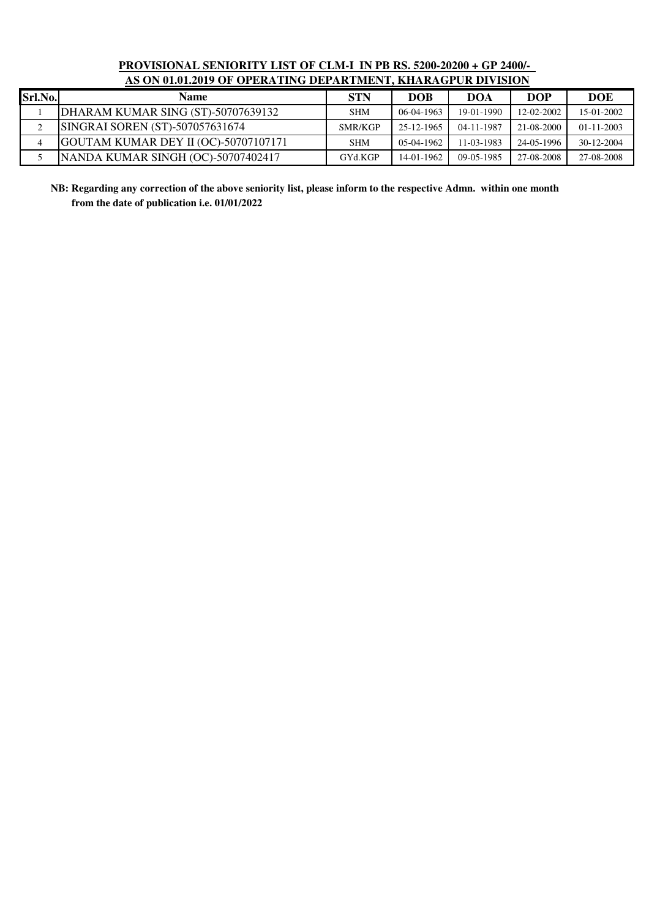**PROVISIONAL SENIORITY LIST OF CLM-I IN PB RS. 5200-20200 + GP 2400/-**
**AS ON 01.01.2019 OF OPERATING DEPARTMENT, KHARAGPUR DIVISION**

| Srl.No. | Name | STN | DOB | DOA | DOP | DOE |
|---|---|---|---|---|---|---|
| 1 | DHARAM KUMAR SING (ST)-50707639132 | SHM | 06-04-1963 | 19-01-1990 | 12-02-2002 | 15-01-2002 |
| 2 | SINGRAI SOREN (ST)-507057631674 | SMR/KGP | 25-12-1965 | 04-11-1987 | 21-08-2000 | 01-11-2003 |
| 4 | GOUTAM KUMAR DEY II (OC)-50707107171 | SHM | 05-04-1962 | 11-03-1983 | 24-05-1996 | 30-12-2004 |
| 5 | NANDA KUMAR SINGH (OC)-50707402417 | GYd.KGP | 14-01-1962 | 09-05-1985 | 27-08-2008 | 27-08-2008 |

**NB: Regarding any correction of the above seniority list, please inform to the respective Admn. within one month from the date of publication i.e. 01/01/2022**